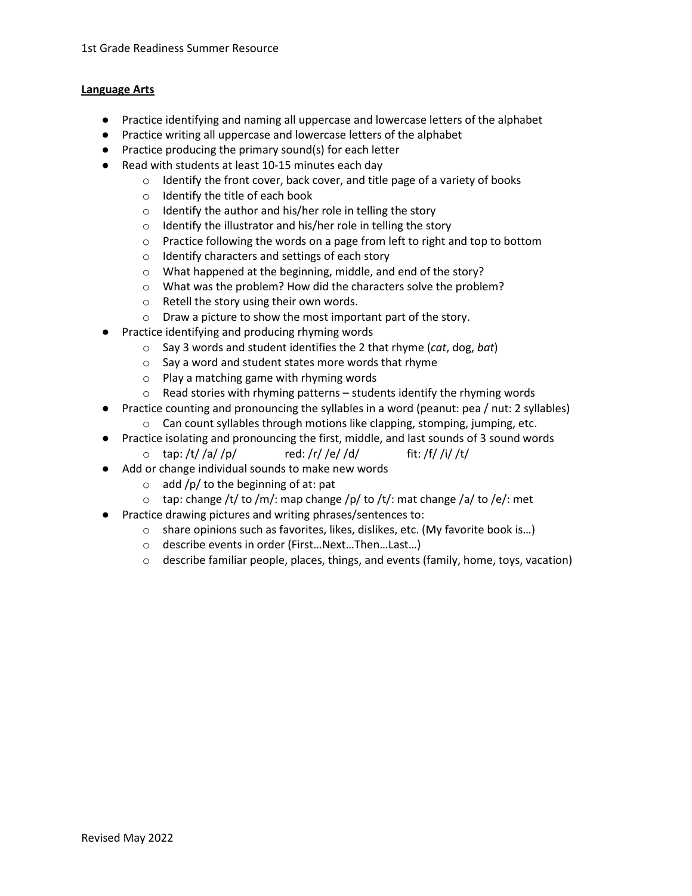**Language Arts**

- Practice identifying and naming all uppercase and lowercase letters of the alphabet
- Practice writing all uppercase and lowercase letters of the alphabet
- Practice producing the primary sound(s) for each letter
- Read with students at least 10-15 minutes each day
    - Identify the front cover, back cover, and title page of a variety of books
    - Identify the title of each book
    - Identify the author and his/her role in telling the story
    - Identify the illustrator and his/her role in telling the story
    - Practice following the words on a page from left to right and top to bottom
    - Identify characters and settings of each story
    - What happened at the beginning, middle, and end of the story?
    - What was the problem? How did the characters solve the problem?
    - Retell the story using their own words.
    - Draw a picture to show the most important part of the story.
- Practice identifying and producing rhyming words
    - Say 3 words and student identifies the 2 that rhyme (*cat*, dog, *bat*)
    - Say a word and student states more words that rhyme
    - Play a matching game with rhyming words
    - Read stories with rhyming patterns – students identify the rhyming words
- Practice counting and pronouncing the syllables in a word (peanut: pea / nut: 2 syllables)
    - Can count syllables through motions like clapping, stomping, jumping, etc.
- Practice isolating and pronouncing the first, middle, and last sounds of 3 sound words
    - tap: /t/ /a/ /p/ red: /r/ /e/ /d/ fit: /f/ /i/ /t/
- Add or change individual sounds to make new words
    - add /p/ to the beginning of at: pat
    - tap: change /t/ to /m/: map change /p/ to /t/: mat change /a/ to /e/: met
- Practice drawing pictures and writing phrases/sentences to:
    - share opinions such as favorites, likes, dislikes, etc. (My favorite book is…)
    - describe events in order (First…Next…Then…Last…)
    - describe familiar people, places, things, and events (family, home, toys, vacation)

Revised May 2022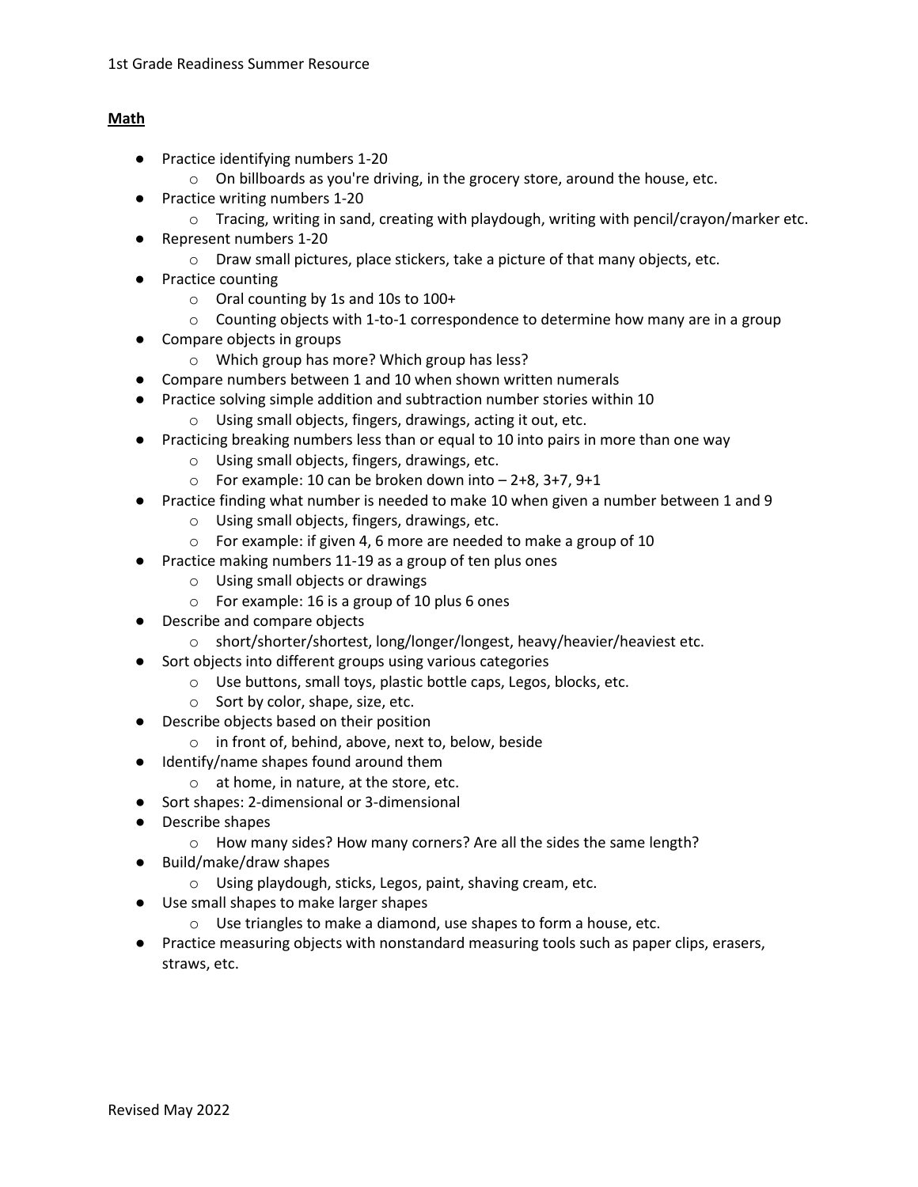## Math

- Practice identifying numbers 1-20
  - On billboards as you're driving, in the grocery store, around the house, etc.
- Practice writing numbers 1-20
  - Tracing, writing in sand, creating with playdough, writing with pencil/crayon/marker etc.
- Represent numbers 1-20
  - Draw small pictures, place stickers, take a picture of that many objects, etc.
- Practice counting
  - Oral counting by 1s and 10s to 100+
  - Counting objects with 1-to-1 correspondence to determine how many are in a group
- Compare objects in groups
  - Which group has more? Which group has less?
- Compare numbers between 1 and 10 when shown written numerals
- Practice solving simple addition and subtraction number stories within 10
  - Using small objects, fingers, drawings, acting it out, etc.
- Practicing breaking numbers less than or equal to 10 into pairs in more than one way
  - Using small objects, fingers, drawings, etc.
  - For example: 10 can be broken down into – 2+8, 3+7, 9+1
- Practice finding what number is needed to make 10 when given a number between 1 and 9
  - Using small objects, fingers, drawings, etc.
  - For example: if given 4, 6 more are needed to make a group of 10
- Practice making numbers 11-19 as a group of ten plus ones
  - Using small objects or drawings
  - For example: 16 is a group of 10 plus 6 ones
- Describe and compare objects
  - short/shorter/shortest, long/longer/longest, heavy/heavier/heaviest etc.
- Sort objects into different groups using various categories
  - Use buttons, small toys, plastic bottle caps, Legos, blocks, etc.
  - Sort by color, shape, size, etc.
- Describe objects based on their position
  - in front of, behind, above, next to, below, beside
- Identify/name shapes found around them
  - at home, in nature, at the store, etc.
- Sort shapes: 2-dimensional or 3-dimensional
- Describe shapes
  - How many sides? How many corners? Are all the sides the same length?
- Build/make/draw shapes
  - Using playdough, sticks, Legos, paint, shaving cream, etc.
- Use small shapes to make larger shapes
  - Use triangles to make a diamond, use shapes to form a house, etc.
- Practice measuring objects with nonstandard measuring tools such as paper clips, erasers, straws, etc.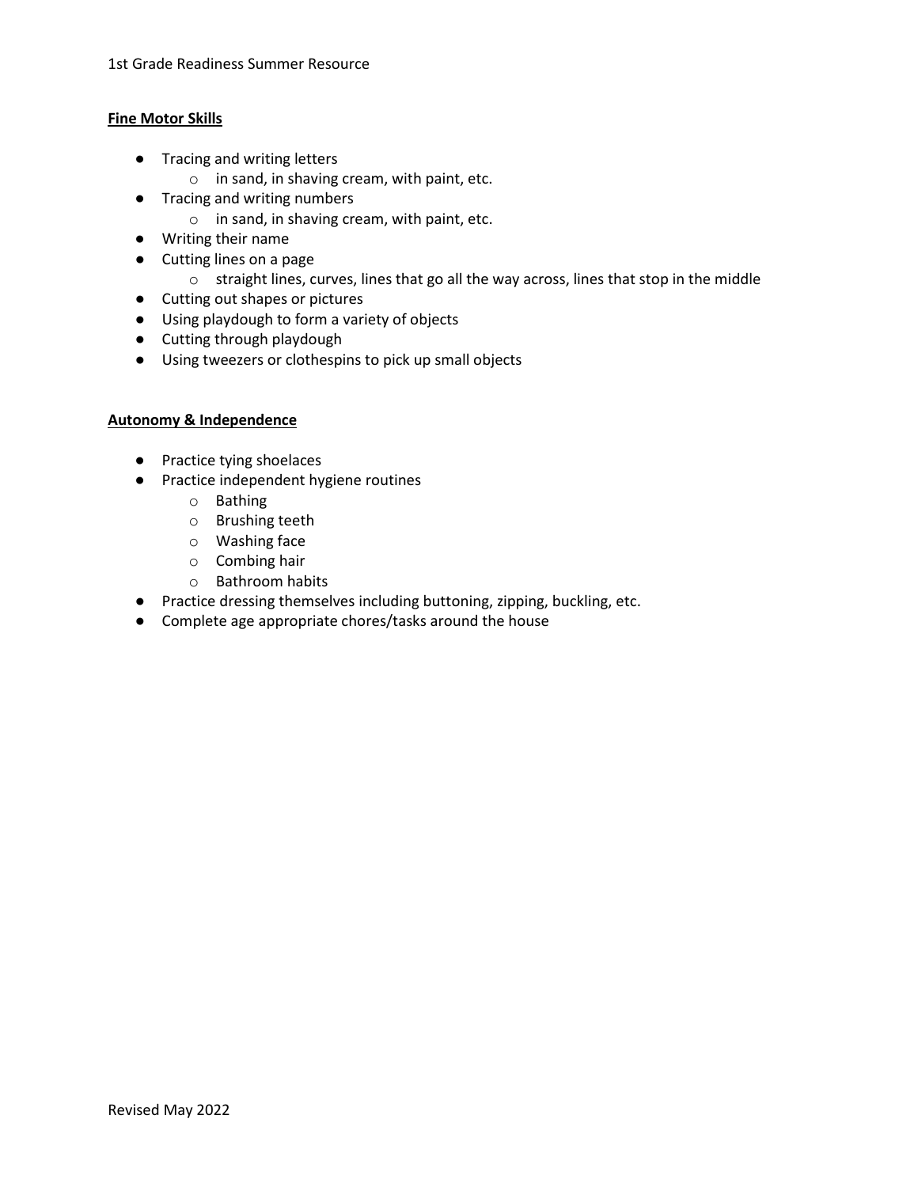**Fine Motor Skills**

- Tracing and writing letters
  - in sand, in shaving cream, with paint, etc.
- Tracing and writing numbers
  - in sand, in shaving cream, with paint, etc.
- Writing their name
- Cutting lines on a page
  - straight lines, curves, lines that go all the way across, lines that stop in the middle
- Cutting out shapes or pictures
- Using playdough to form a variety of objects
- Cutting through playdough
- Using tweezers or clothespins to pick up small objects

**Autonomy & Independence**

- Practice tying shoelaces
- Practice independent hygiene routines
  - Bathing
  - Brushing teeth
  - Washing face
  - Combing hair
  - Bathroom habits
- Practice dressing themselves including buttoning, zipping, buckling, etc.
- Complete age appropriate chores/tasks around the house